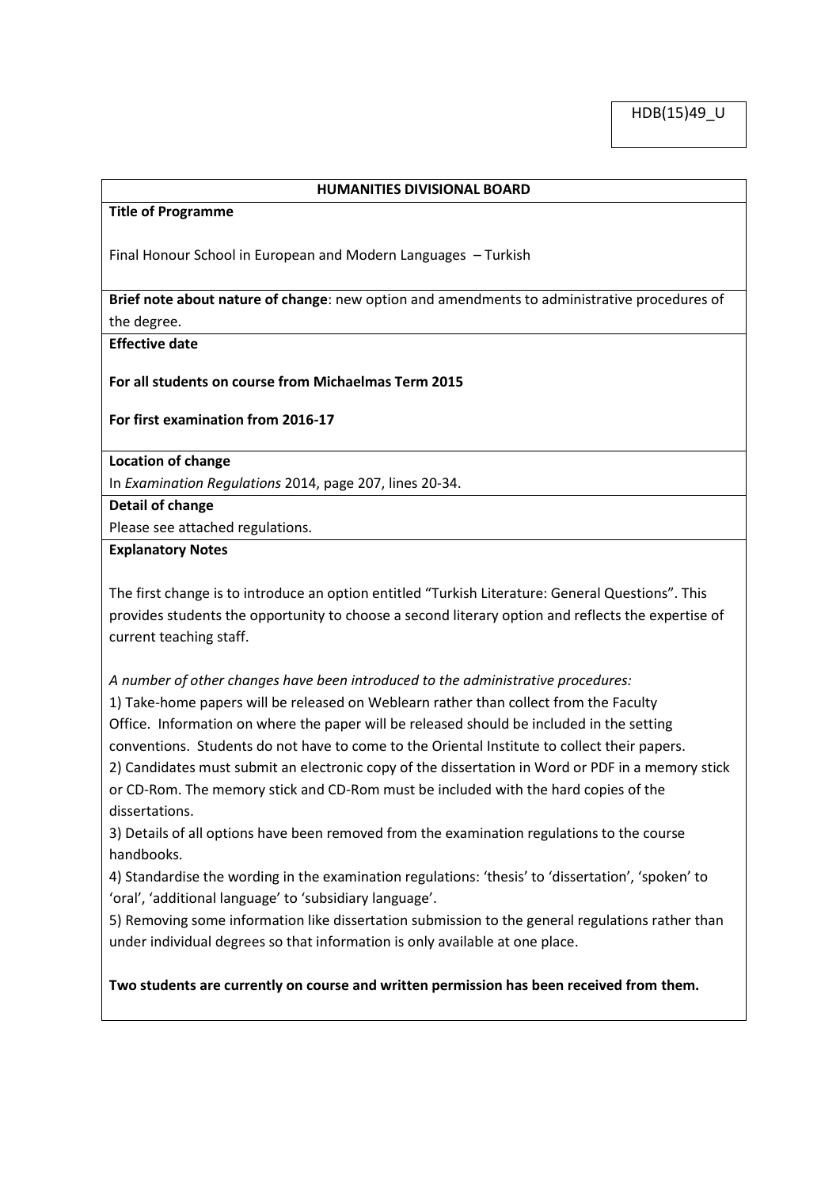HDB(15)49_U

**HUMANITIES DIVISIONAL BOARD**

**Title of Programme**

Final Honour School in European and Modern Languages – Turkish

**Brief note about nature of change**: new option and amendments to administrative procedures of the degree.

**Effective date**

**For all students on course from Michaelmas Term 2015**

**For first examination from 2016-17**

**Location of change**

In *Examination Regulations* 2014, page 207, lines 20-34.

**Detail of change**

Please see attached regulations.

**Explanatory Notes**

The first change is to introduce an option entitled "Turkish Literature: General Questions". This provides students the opportunity to choose a second literary option and reflects the expertise of current teaching staff.

*A number of other changes have been introduced to the administrative procedures:*

1) Take-home papers will be released on Weblearn rather than collect from the Faculty Office. Information on where the paper will be released should be included in the setting conventions. Students do not have to come to the Oriental Institute to collect their papers.

2) Candidates must submit an electronic copy of the dissertation in Word or PDF in a memory stick or CD-Rom. The memory stick and CD-Rom must be included with the hard copies of the dissertations.

3) Details of all options have been removed from the examination regulations to the course handbooks.

4) Standardise the wording in the examination regulations: 'thesis' to 'dissertation', 'spoken' to 'oral', 'additional language' to 'subsidiary language'.

5) Removing some information like dissertation submission to the general regulations rather than under individual degrees so that information is only available at one place.

**Two students are currently on course and written permission has been received from them.**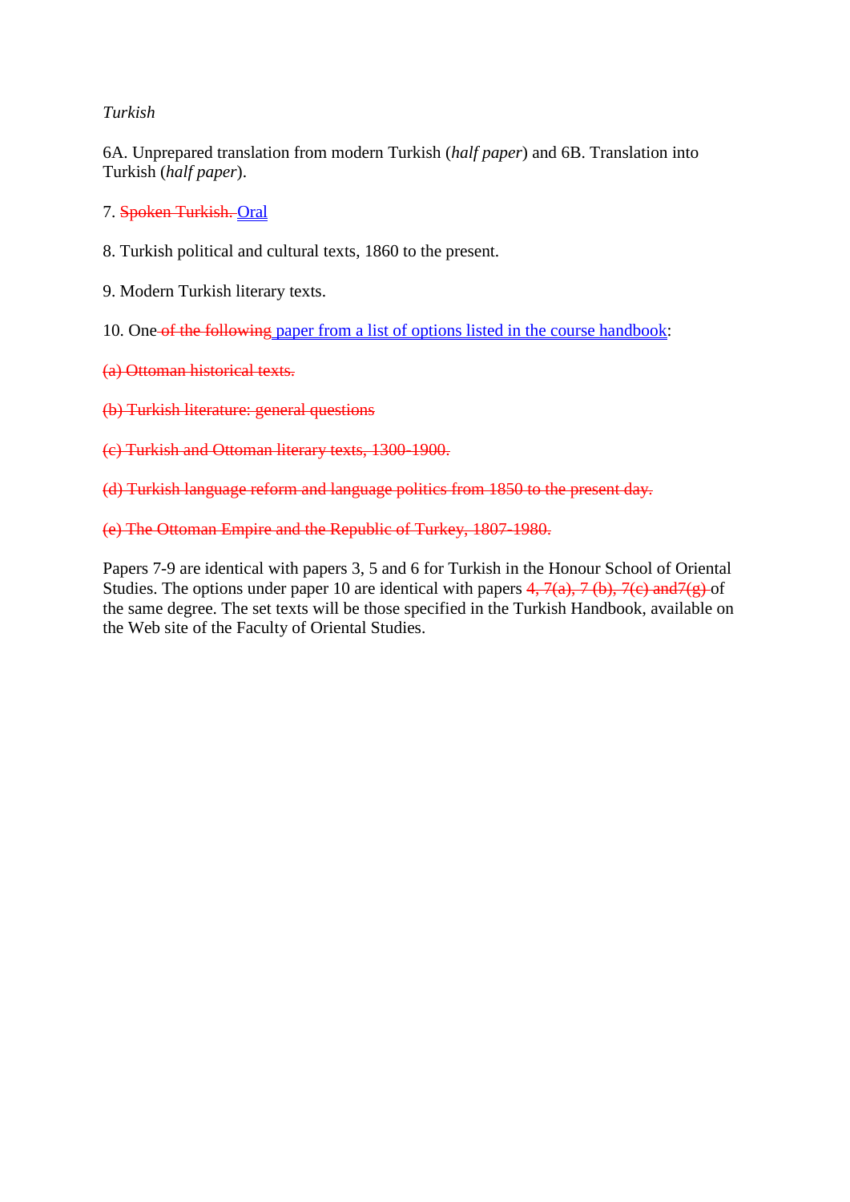*Turkish*

6A. Unprepared translation from modern Turkish (*half paper*) and 6B. Translation into Turkish (*half paper*).

7. ~~Spoken Turkish.~~ Oral

8. Turkish political and cultural texts, 1860 to the present.

9. Modern Turkish literary texts.

10. One ~~of the following~~ paper from a list of options listed in the course handbook:

~~(a) Ottoman historical texts.~~

~~(b) Turkish literature: general questions~~

~~(c) Turkish and Ottoman literary texts, 1300-1900.~~

~~(d) Turkish language reform and language politics from 1850 to the present day.~~

~~(e) The Ottoman Empire and the Republic of Turkey, 1807-1980.~~

Papers 7-9 are identical with papers 3, 5 and 6 for Turkish in the Honour School of Oriental Studies. The options under paper 10 are identical with papers ~~4, 7(a), 7 (b), 7(c) and7(g)~~ of the same degree. The set texts will be those specified in the Turkish Handbook, available on the Web site of the Faculty of Oriental Studies.